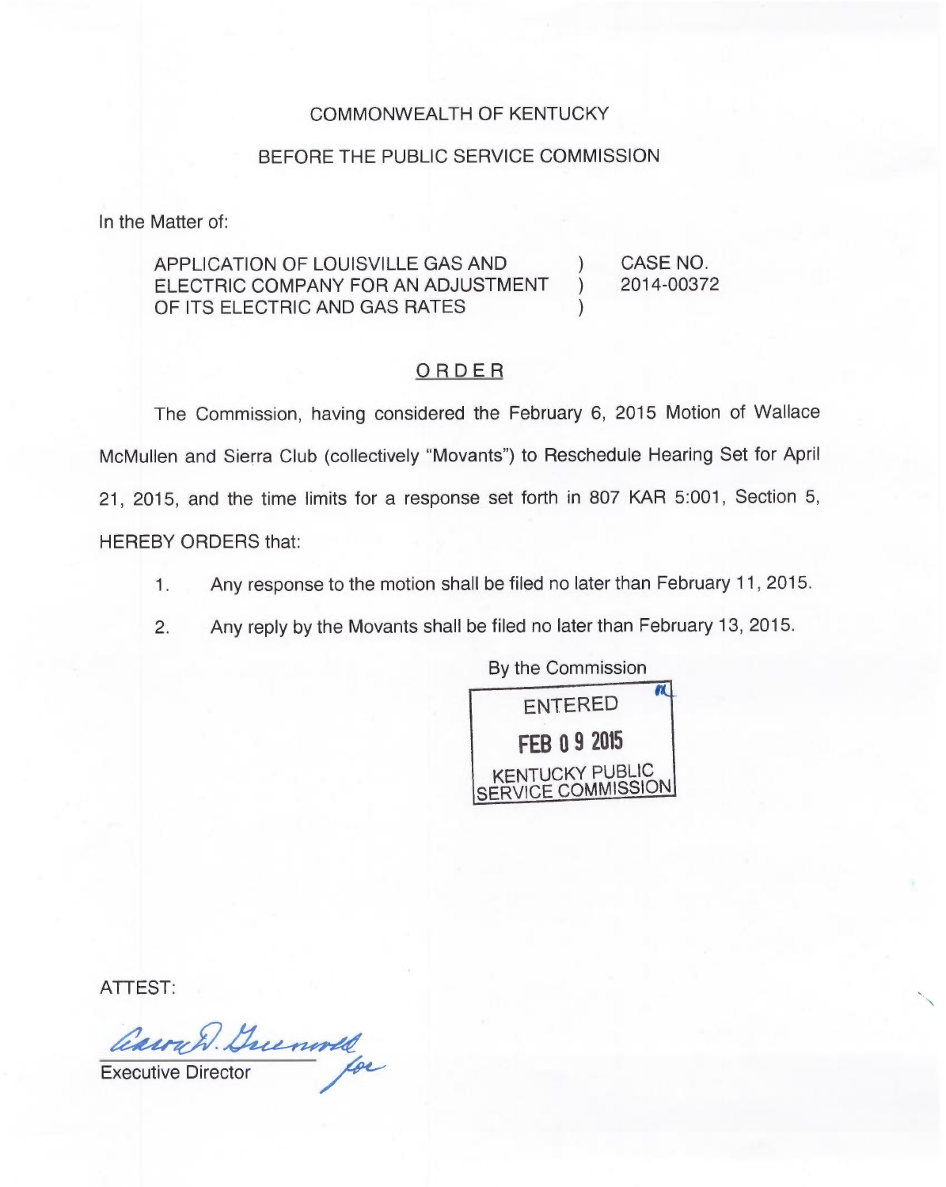COMMONWEALTH OF KENTUCKY

BEFORE THE PUBLIC SERVICE COMMISSION

In the Matter of:

| | | |
|---|---|---|
| APPLICATION OF LOUISVILLE GAS AND ELECTRIC COMPANY FOR AN ADJUSTMENT OF ITS ELECTRIC AND GAS RATES | ) ) ) | CASE NO. 2014-00372 |

## ORDER

The Commission, having considered the February 6, 2015 Motion of Wallace McMullen and Sierra Club (collectively "Movants") to Reschedule Hearing Set for April 21, 2015, and the time limits for a response set forth in 807 KAR 5:001, Section 5, HEREBY ORDERS that:

1. Any response to the motion shall be filed no later than February 11, 2015.

2. Any reply by the Movants shall be filed no later than February 13, 2015.

By the Commission

ENTERED
FEB 09 2015
KENTUCKY PUBLIC SERVICE COMMISSION

ATTEST:

Executive Director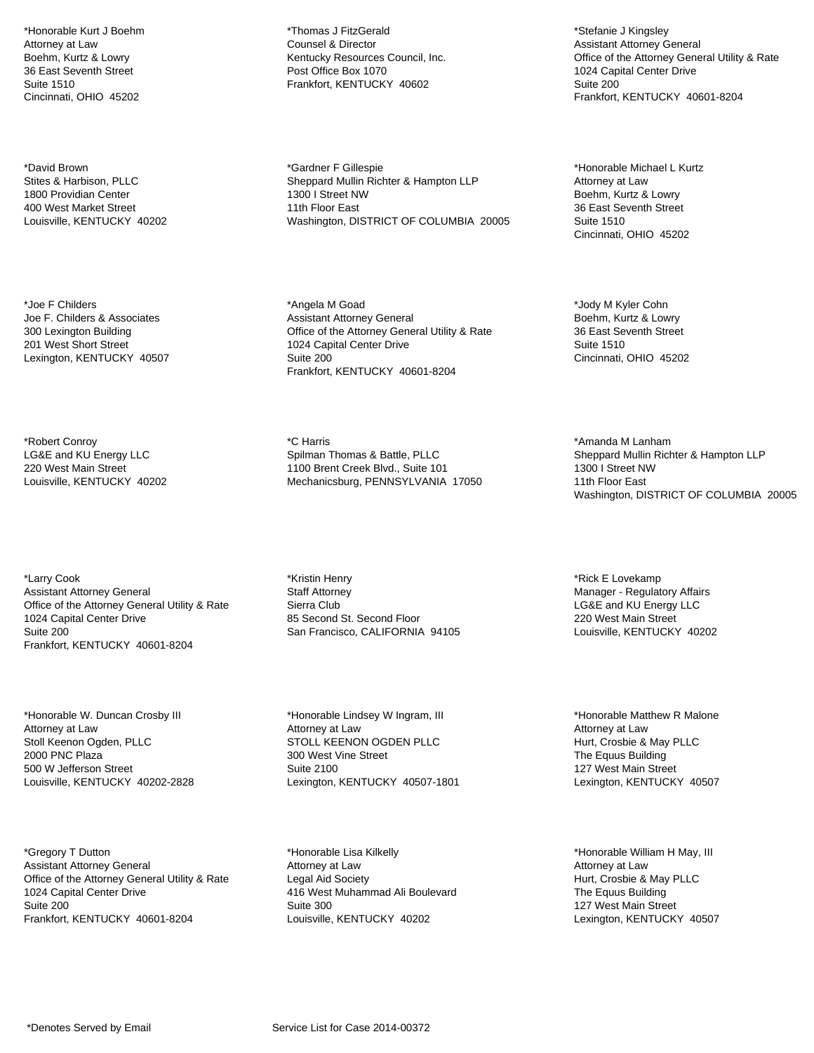*Honorable Kurt J Boehm
Attorney at Law
Boehm, Kurtz & Lowry
36 East Seventh Street
Suite 1510
Cincinnati, OHIO 45202

*David Brown
Stites & Harbison, PLLC
1800 Providian Center
400 West Market Street
Louisville, KENTUCKY 40202

*Joe F Childers
Joe F. Childers & Associates
300 Lexington Building
201 West Short Street
Lexington, KENTUCKY 40507

*Robert Conroy
LG&E and KU Energy LLC
220 West Main Street
Louisville, KENTUCKY 40202

*Larry Cook
Assistant Attorney General
Office of the Attorney General Utility & Rate
1024 Capital Center Drive
Suite 200
Frankfort, KENTUCKY 40601-8204

*Honorable W. Duncan Crosby III
Attorney at Law
Stoll Keenon Ogden, PLLC
2000 PNC Plaza
500 W Jefferson Street
Louisville, KENTUCKY 40202-2828

*Gregory T Dutton
Assistant Attorney General
Office of the Attorney General Utility & Rate
1024 Capital Center Drive
Suite 200
Frankfort, KENTUCKY 40601-8204

*Thomas J FitzGerald
Counsel & Director
Kentucky Resources Council, Inc.
Post Office Box 1070
Frankfort, KENTUCKY 40602

*Gardner F Gillespie
Sheppard Mullin Richter & Hampton LLP
1300 I Street NW
11th Floor East
Washington, DISTRICT OF COLUMBIA 20005

*Angela M Goad
Assistant Attorney General
Office of the Attorney General Utility & Rate
1024 Capital Center Drive
Suite 200
Frankfort, KENTUCKY 40601-8204

*C Harris
Spilman Thomas & Battle, PLLC
1100 Brent Creek Blvd., Suite 101
Mechanicsburg, PENNSYLVANIA 17050

*Kristin Henry
Staff Attorney
Sierra Club
85 Second St. Second Floor
San Francisco, CALIFORNIA 94105

*Honorable Lindsey W Ingram, III
Attorney at Law
STOLL KEENON OGDEN PLLC
300 West Vine Street
Suite 2100
Lexington, KENTUCKY 40507-1801

*Honorable Lisa Kilkelly
Attorney at Law
Legal Aid Society
416 West Muhammad Ali Boulevard
Suite 300
Louisville, KENTUCKY 40202

*Stefanie J Kingsley
Assistant Attorney General
Office of the Attorney General Utility & Rate
1024 Capital Center Drive
Suite 200
Frankfort, KENTUCKY 40601-8204

*Honorable Michael L Kurtz
Attorney at Law
Boehm, Kurtz & Lowry
36 East Seventh Street
Suite 1510
Cincinnati, OHIO 45202

*Jody M Kyler Cohn
Boehm, Kurtz & Lowry
36 East Seventh Street
Suite 1510
Cincinnati, OHIO 45202

*Amanda M Lanham
Sheppard Mullin Richter & Hampton LLP
1300 I Street NW
11th Floor East
Washington, DISTRICT OF COLUMBIA 20005

*Rick E Lovekamp
Manager - Regulatory Affairs
LG&E and KU Energy LLC
220 West Main Street
Louisville, KENTUCKY 40202

*Honorable Matthew R Malone
Attorney at Law
Hurt, Crosbie & May PLLC
The Equus Building
127 West Main Street
Lexington, KENTUCKY 40507

*Honorable William H May, III
Attorney at Law
Hurt, Crosbie & May PLLC
The Equus Building
127 West Main Street
Lexington, KENTUCKY 40507

*Denotes Served by Email

Service List for Case 2014-00372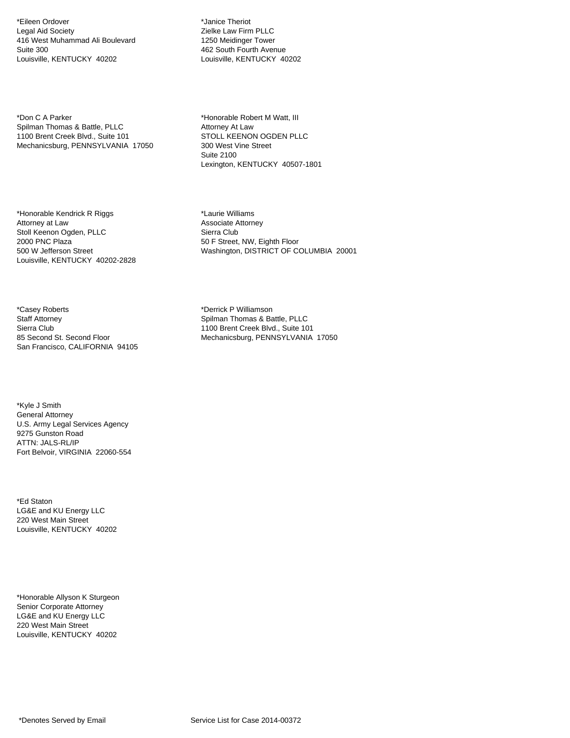*Eileen Ordover
Legal Aid Society
416 West Muhammad Ali Boulevard
Suite 300
Louisville, KENTUCKY  40202

*Janice Theriot
Zielke Law Firm PLLC
1250 Meidinger Tower
462 South Fourth Avenue
Louisville, KENTUCKY  40202

*Don C A Parker
Spilman Thomas & Battle, PLLC
1100 Brent Creek Blvd., Suite 101
Mechanicsburg, PENNSYLVANIA  17050

*Honorable Robert M Watt, III
Attorney At Law
STOLL KEENON OGDEN PLLC
300 West Vine Street
Suite 2100
Lexington, KENTUCKY  40507-1801

*Honorable Kendrick R Riggs
Attorney at Law
Stoll Keenon Ogden, PLLC
2000 PNC Plaza
500 W Jefferson Street
Louisville, KENTUCKY  40202-2828

*Laurie Williams
Associate Attorney
Sierra Club
50 F Street, NW, Eighth Floor
Washington, DISTRICT OF COLUMBIA  20001

*Casey Roberts
Staff Attorney
Sierra Club
85 Second St. Second Floor
San Francisco, CALIFORNIA  94105

*Derrick P Williamson
Spilman Thomas & Battle, PLLC
1100 Brent Creek Blvd., Suite 101
Mechanicsburg, PENNSYLVANIA  17050

*Kyle J Smith
General Attorney
U.S. Army Legal Services Agency
9275 Gunston Road
ATTN: JALS-RL/IP
Fort Belvoir, VIRGINIA  22060-554

*Ed Staton
LG&E and KU Energy LLC
220 West Main Street
Louisville, KENTUCKY  40202

*Honorable Allyson K Sturgeon
Senior Corporate Attorney
LG&E and KU Energy LLC
220 West Main Street
Louisville, KENTUCKY  40202

*Denotes Served by Email

Service List for Case 2014-00372